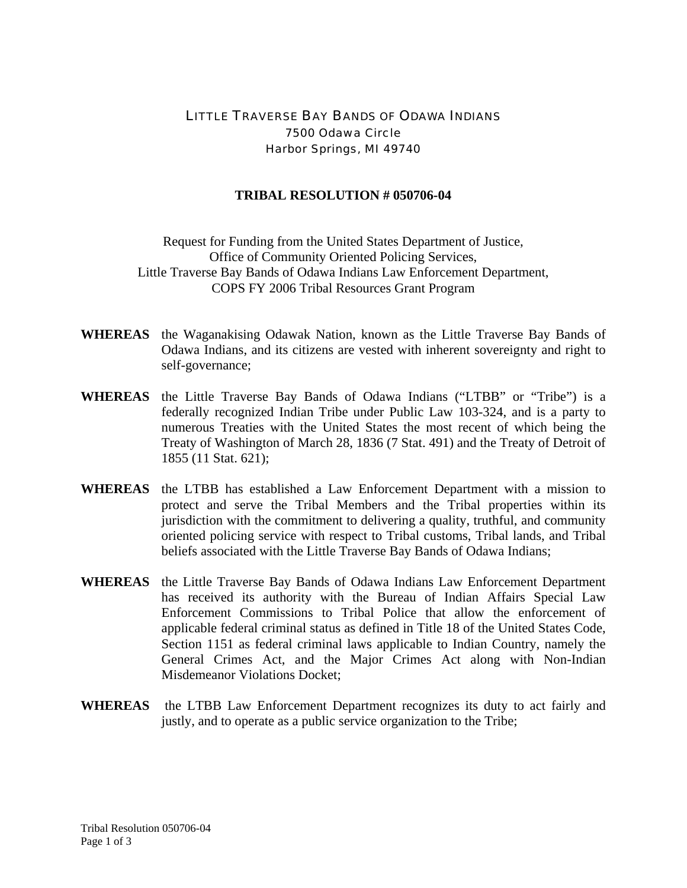LITTLE TRAVERSE BAY BANDS OF ODAWA INDIANS
7500 Odawa Circle
Harbor Springs, MI 49740

**TRIBAL RESOLUTION # 050706-04**

Request for Funding from the United States Department of Justice,
Office of Community Oriented Policing Services,
Little Traverse Bay Bands of Odawa Indians Law Enforcement Department,
COPS FY 2006 Tribal Resources Grant Program

**WHEREAS** the Waganakising Odawak Nation, known as the Little Traverse Bay Bands of Odawa Indians, and its citizens are vested with inherent sovereignty and right to self-governance;

**WHEREAS** the Little Traverse Bay Bands of Odawa Indians ("LTBB" or "Tribe") is a federally recognized Indian Tribe under Public Law 103-324, and is a party to numerous Treaties with the United States the most recent of which being the Treaty of Washington of March 28, 1836 (7 Stat. 491) and the Treaty of Detroit of 1855 (11 Stat. 621);

**WHEREAS** the LTBB has established a Law Enforcement Department with a mission to protect and serve the Tribal Members and the Tribal properties within its jurisdiction with the commitment to delivering a quality, truthful, and community oriented policing service with respect to Tribal customs, Tribal lands, and Tribal beliefs associated with the Little Traverse Bay Bands of Odawa Indians;

**WHEREAS** the Little Traverse Bay Bands of Odawa Indians Law Enforcement Department has received its authority with the Bureau of Indian Affairs Special Law Enforcement Commissions to Tribal Police that allow the enforcement of applicable federal criminal status as defined in Title 18 of the United States Code, Section 1151 as federal criminal laws applicable to Indian Country, namely the General Crimes Act, and the Major Crimes Act along with Non-Indian Misdemeanor Violations Docket;

**WHEREAS** the LTBB Law Enforcement Department recognizes its duty to act fairly and justly, and to operate as a public service organization to the Tribe;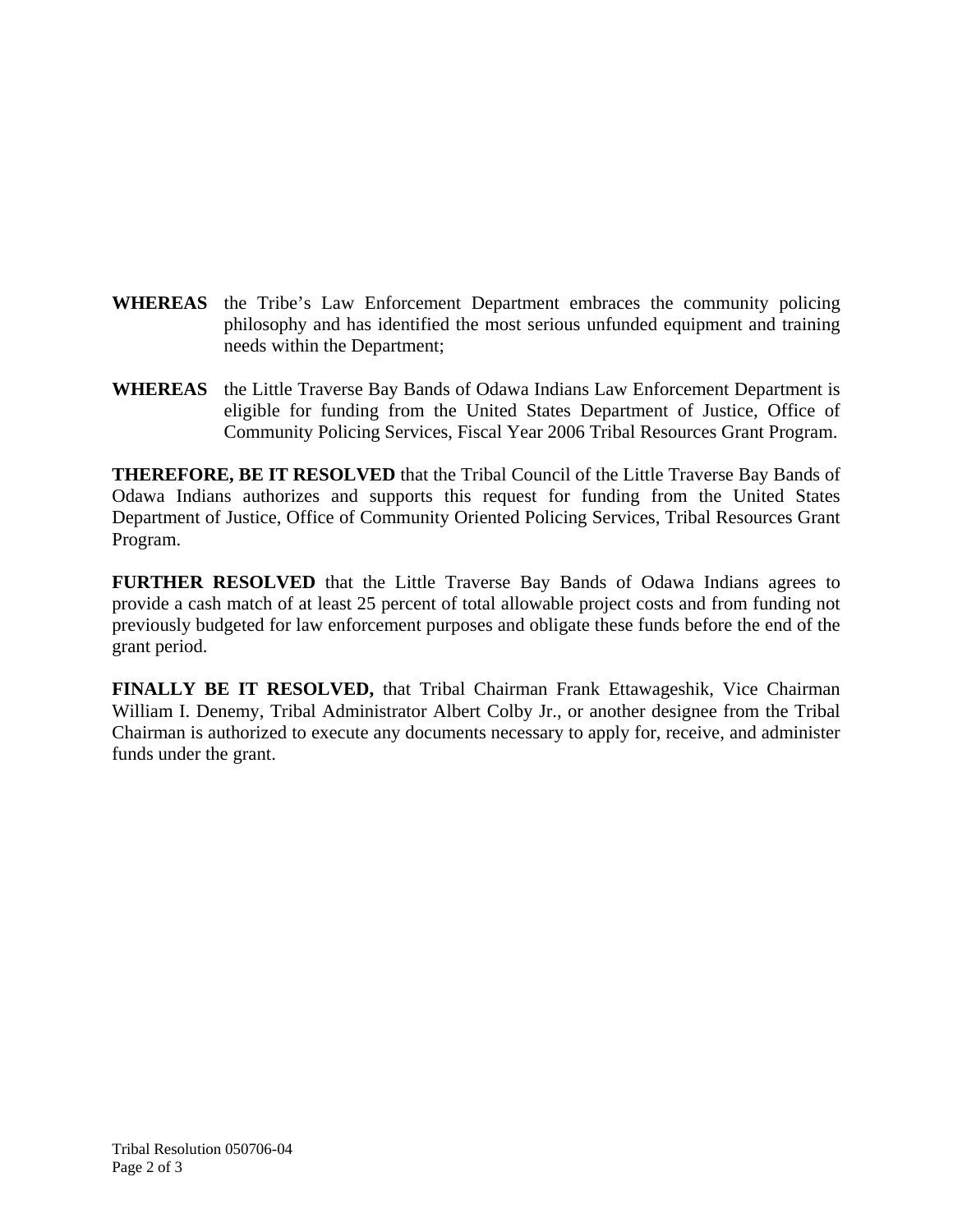**WHEREAS** the Tribe's Law Enforcement Department embraces the community policing philosophy and has identified the most serious unfunded equipment and training needs within the Department;

**WHEREAS** the Little Traverse Bay Bands of Odawa Indians Law Enforcement Department is eligible for funding from the United States Department of Justice, Office of Community Policing Services, Fiscal Year 2006 Tribal Resources Grant Program.

**THEREFORE, BE IT RESOLVED** that the Tribal Council of the Little Traverse Bay Bands of Odawa Indians authorizes and supports this request for funding from the United States Department of Justice, Office of Community Oriented Policing Services, Tribal Resources Grant Program.

**FURTHER RESOLVED** that the Little Traverse Bay Bands of Odawa Indians agrees to provide a cash match of at least 25 percent of total allowable project costs and from funding not previously budgeted for law enforcement purposes and obligate these funds before the end of the grant period.

**FINALLY BE IT RESOLVED,** that Tribal Chairman Frank Ettawageshik, Vice Chairman William I. Denemy, Tribal Administrator Albert Colby Jr., or another designee from the Tribal Chairman is authorized to execute any documents necessary to apply for, receive, and administer funds under the grant.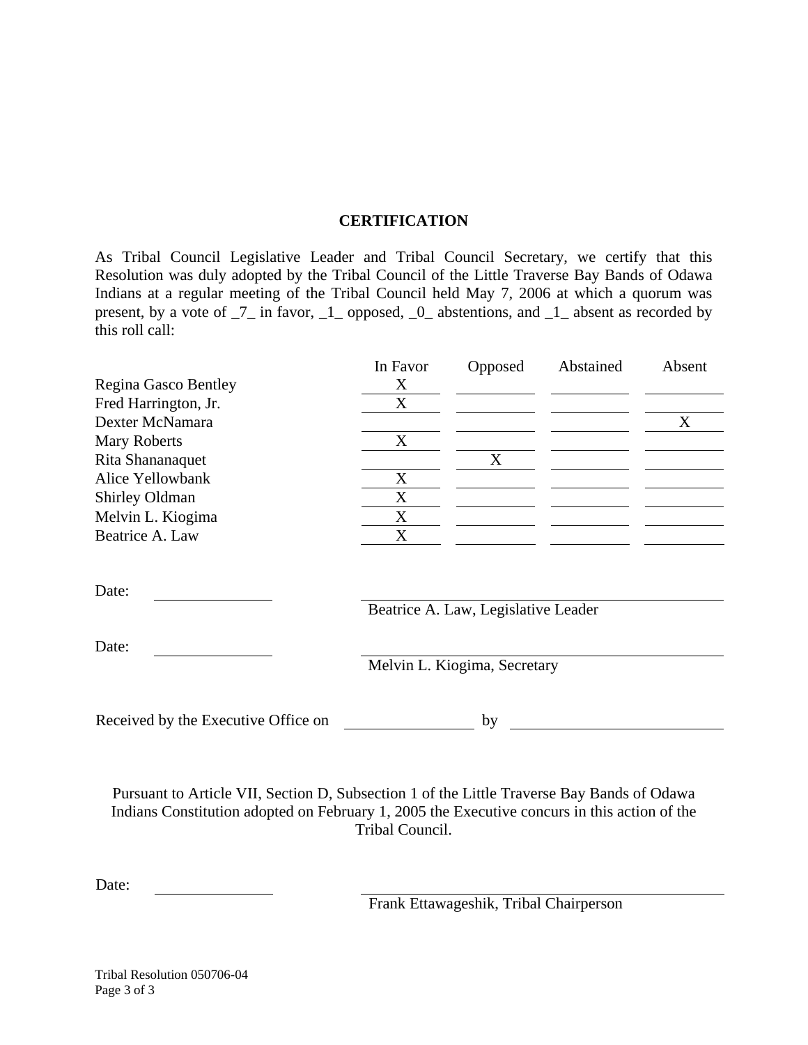## CERTIFICATION

As Tribal Council Legislative Leader and Tribal Council Secretary, we certify that this Resolution was duly adopted by the Tribal Council of the Little Traverse Bay Bands of Odawa Indians at a regular meeting of the Tribal Council held May 7, 2006 at which a quorum was present, by a vote of _7_ in favor, _1_ opposed, _0_ abstentions, and _1_ absent as recorded by this roll call:

| | In Favor | Opposed | Abstained | Absent |
|---|---|---|---|---|
| Regina Gasco Bentley | X | | | |
| Fred Harrington, Jr. | X | | | |
| Dexter McNamara | | | | X |
| Mary Roberts | X | | | |
| Rita Shananaquet | | X | | |
| Alice Yellowbank | X | | | |
| Shirley Oldman | X | | | |
| Melvin L. Kiogima | X | | | |
| Beatrice A. Law | X | | | |

Date: ______________ ______________________________
Beatrice A. Law, Legislative Leader

Date: ______________ ______________________________
Melvin L. Kiogima, Secretary

Received by the Executive Office on ______________ by ______________________

Pursuant to Article VII, Section D, Subsection 1 of the Little Traverse Bay Bands of Odawa Indians Constitution adopted on February 1, 2005 the Executive concurs in this action of the Tribal Council.

Date: ______________ ______________________________
Frank Ettawageshik, Tribal Chairperson

Tribal Resolution 050706-04